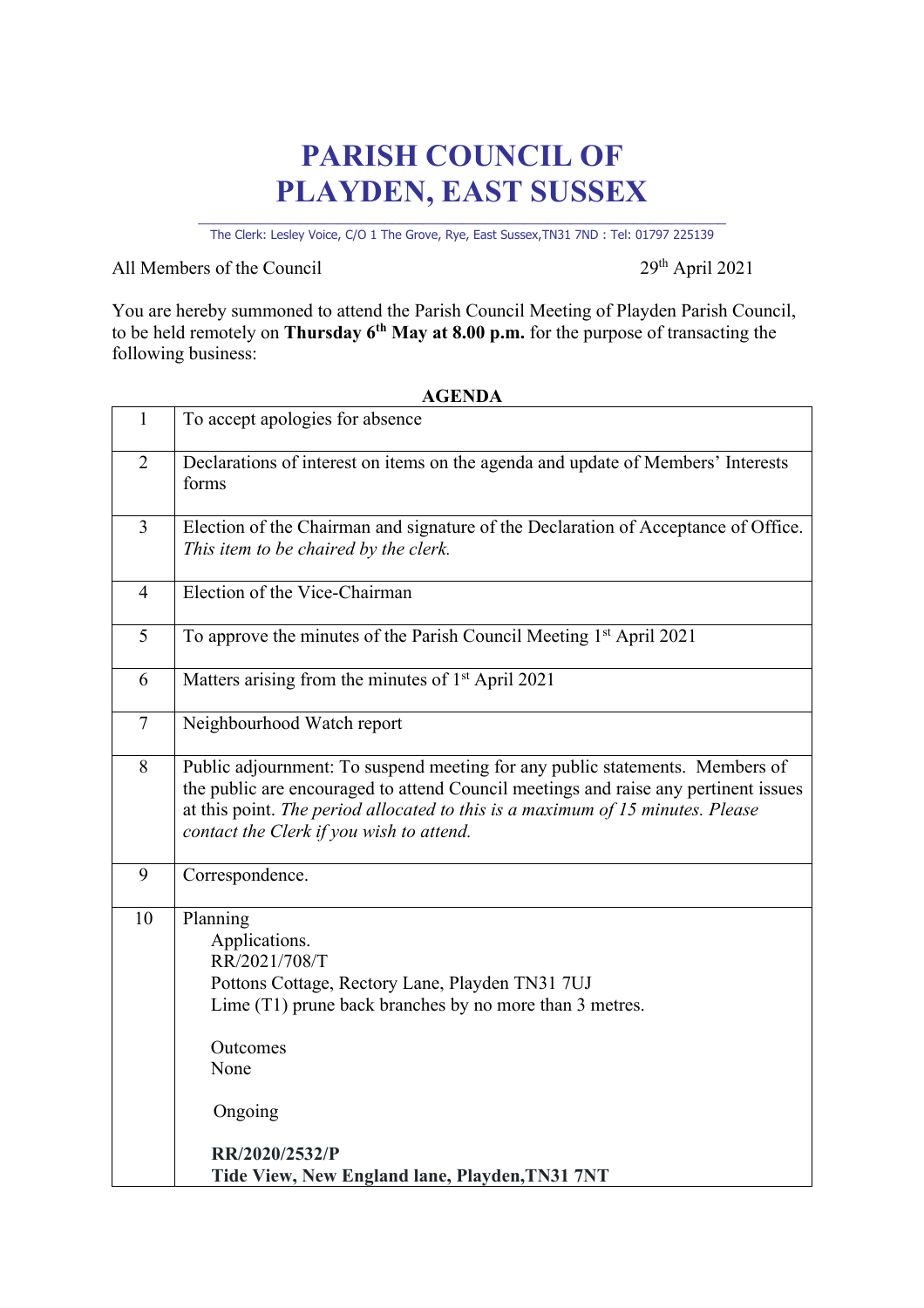# PARISH COUNCIL OF PLAYDEN, EAST SUSSEX

The Clerk: Lesley Voice, C/O 1 The Grove, Rye, East Sussex,TN31 7ND : Tel: 01797 225139

All Members of the Council

29th April 2021

You are hereby summoned to attend the Parish Council Meeting of Playden Parish Council, to be held remotely on **Thursday 6th May at 8.00 p.m.** for the purpose of transacting the following business:

**AGENDA**

| | |
|---|---|
| 1 | To accept apologies for absence |
| 2 | Declarations of interest on items on the agenda and update of Members' Interests forms |
| 3 | Election of the Chairman and signature of the Declaration of Acceptance of Office. *This item to be chaired by the clerk.* |
| 4 | Election of the Vice-Chairman |
| 5 | To approve the minutes of the Parish Council Meeting 1st April 2021 |
| 6 | Matters arising from the minutes of 1st April 2021 |
| 7 | Neighbourhood Watch report |
| 8 | Public adjournment: To suspend meeting for any public statements. Members of the public are encouraged to attend Council meetings and raise any pertinent issues at this point. *The period allocated to this is a maximum of 15 minutes. Please contact the Clerk if you wish to attend.* |
| 9 | Correspondence. |
| 10 | Planning<br>Applications.<br>RR/2021/708/T<br>Pottons Cottage, Rectory Lane, Playden TN31 7UJ<br>Lime (T1) prune back branches by no more than 3 metres.<br><br>Outcomes<br>None<br><br>Ongoing<br><br>**RR/2020/2532/P**<br>**Tide View, New England lane, Playden,TN31 7NT** |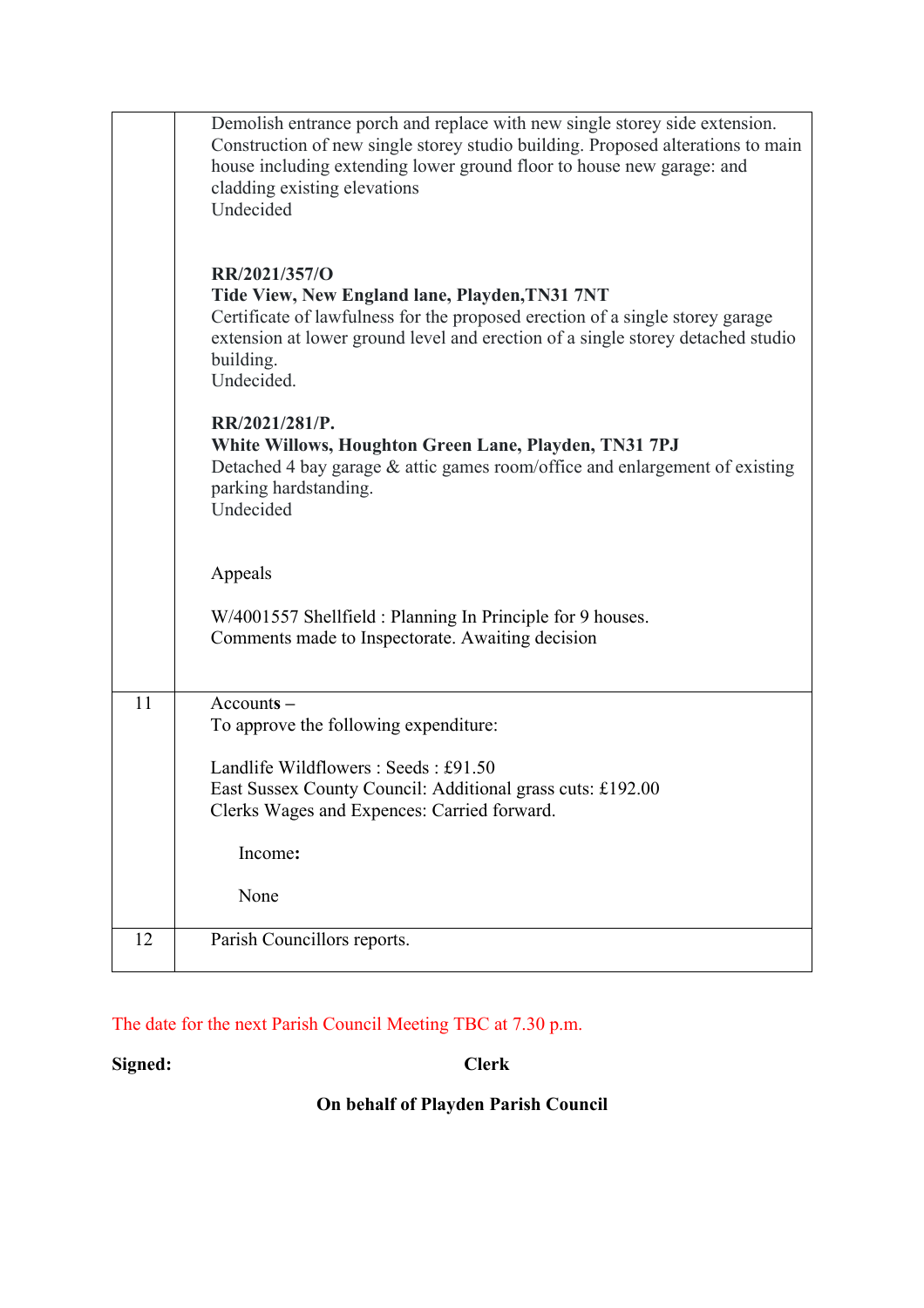| | |
|---|---|
| | Demolish entrance porch and replace with new single storey side extension. Construction of new single storey studio building. Proposed alterations to main house including extending lower ground floor to house new garage: and cladding existing elevations<br>Undecided<br><br>**RR/2021/357/O**<br>**Tide View, New England lane, Playden,TN31 7NT**<br>Certificate of lawfulness for the proposed erection of a single storey garage extension at lower ground level and erection of a single storey detached studio building.<br>Undecided.<br><br>**RR/2021/281/P.**<br>**White Willows, Houghton Green Lane, Playden, TN31 7PJ**<br>Detached 4 bay garage & attic games room/office and enlargement of existing parking hardstanding.<br>Undecided<br><br>Appeals<br><br>W/4001557 Shellfield : Planning In Principle for 9 houses.<br>Comments made to Inspectorate. Awaiting decision |
| 11 | Accounts –<br>To approve the following expenditure:<br><br>Landlife Wildflowers : Seeds : £91.50<br>East Sussex County Council: Additional grass cuts: £192.00<br>Clerks Wages and Expences: Carried forward.<br><br>Income**:**<br><br>None |
| 12 | Parish Councillors reports. |

The date for the next Parish Council Meeting TBC at 7.30 p.m.

**Signed:** **Clerk**

**On behalf of Playden Parish Council**